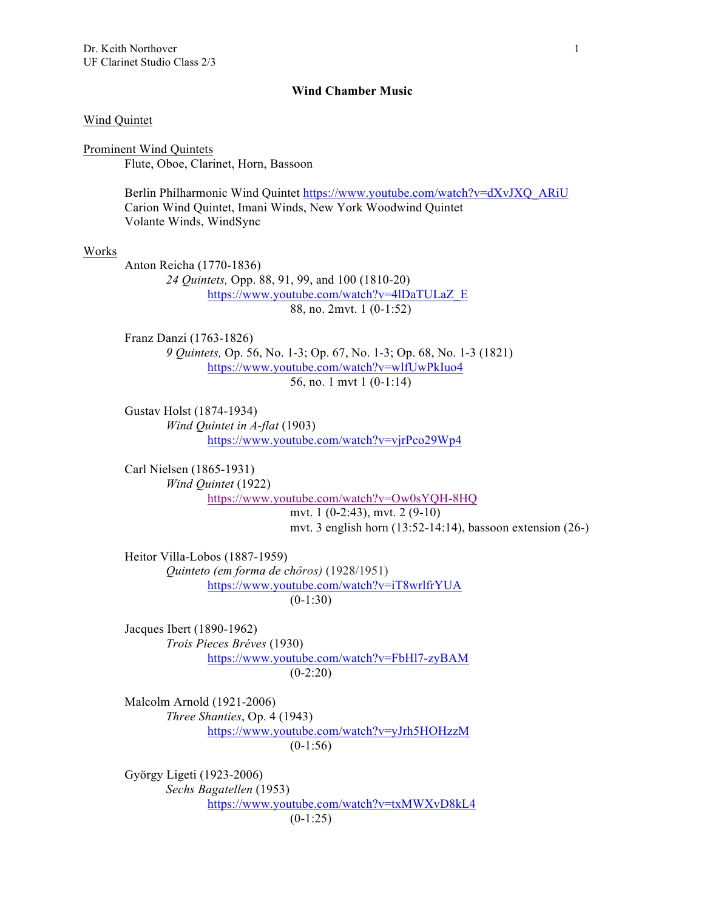Dr. Keith Northover
UF Clarinet Studio Class 2/3

# Wind Chamber Music

## Wind Quintet

### Prominent Wind Quintets

Flute, Oboe, Clarinet, Horn, Bassoon

Berlin Philharmonic Wind Quintet https://www.youtube.com/watch?v=dXvJXQ_ARiU
Carion Wind Quintet, Imani Winds, New York Woodwind Quintet
Volante Winds, WindSync

### Works

Anton Reicha (1770-1836)
*24 Quintets,* Opp. 88, 91, 99, and 100 (1810-20)
https://www.youtube.com/watch?v=4lDaTULaZ_E
88, no. 2mvt. 1 (0-1:52)

Franz Danzi (1763-1826)
*9 Quintets,* Op. 56, No. 1-3; Op. 67, No. 1-3; Op. 68, No. 1-3 (1821)
https://www.youtube.com/watch?v=wlfUwPkIuo4
56, no. 1 mvt 1 (0-1:14)

Gustav Holst (1874-1934)
*Wind Quintet in A-flat* (1903)
https://www.youtube.com/watch?v=vjrPco29Wp4

Carl Nielsen (1865-1931)
*Wind Quintet* (1922)
https://www.youtube.com/watch?v=Ow0sYQH-8HQ
mvt. 1 (0-2:43), mvt. 2 (9-10)
mvt. 3 english horn (13:52-14:14), bassoon extension (26-)

Heitor Villa-Lobos (1887-1959)
*Quinteto (em forma de chôros)* (1928/1951)
https://www.youtube.com/watch?v=iT8wrlfrYUA
(0-1:30)

Jacques Ibert (1890-1962)
*Trois Pieces Bréves* (1930)
https://www.youtube.com/watch?v=FbHl7-zyBAM
(0-2:20)

Malcolm Arnold (1921-2006)
*Three Shanties*, Op. 4 (1943)
https://www.youtube.com/watch?v=yJrh5HOHzzM
(0-1:56)

György Ligeti (1923-2006)
*Sechs Bagatellen* (1953)
https://www.youtube.com/watch?v=txMWXvD8kL4
(0-1:25)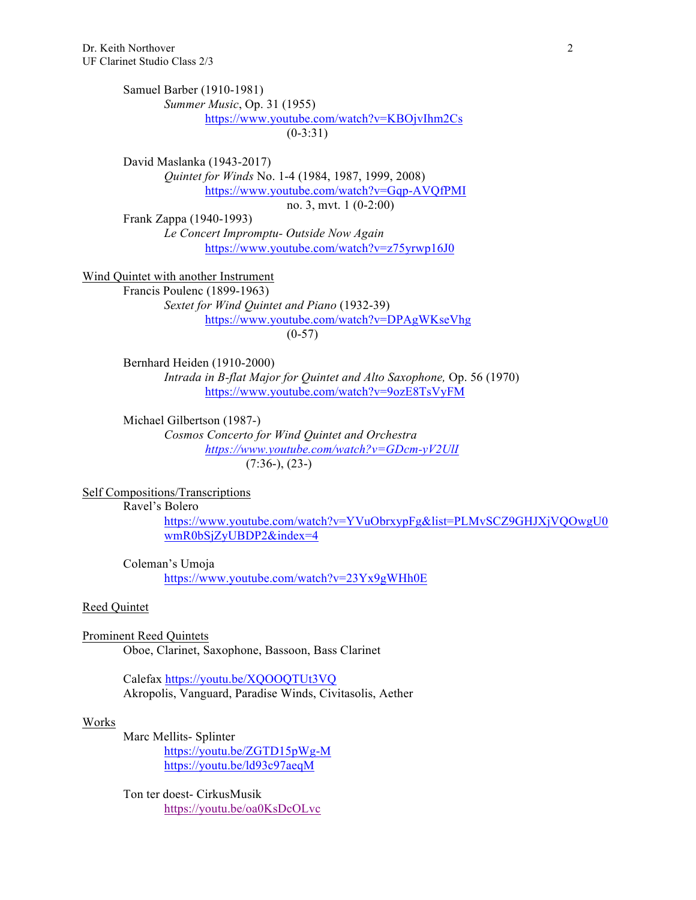Samuel Barber (1910-1981)

*Summer Music*, Op. 31 (1955)

https://www.youtube.com/watch?v=KBOjvIhm2Cs

(0-3:31)

David Maslanka (1943-2017)

*Quintet for Winds* No. 1-4 (1984, 1987, 1999, 2008)

https://www.youtube.com/watch?v=Gqp-AVQfPMI

no. 3, mvt. 1 (0-2:00)

Frank Zappa (1940-1993)

*Le Concert Impromptu- Outside Now Again*

https://www.youtube.com/watch?v=z75yrwp16J0

## Wind Quintet with another Instrument

Francis Poulenc (1899-1963)

*Sextet for Wind Quintet and Piano* (1932-39)

https://www.youtube.com/watch?v=DPAgWKseVhg

(0-57)

Bernhard Heiden (1910-2000)

*Intrada in B-flat Major for Quintet and Alto Saxophone,* Op. 56 (1970)

https://www.youtube.com/watch?v=9ozE8TsVyFM

Michael Gilbertson (1987-)

*Cosmos Concerto for Wind Quintet and Orchestra*

*https://www.youtube.com/watch?v=GDcm-yV2UlI*

(7:36-), (23-)

## Self Compositions/Transcriptions

Ravel's Bolero

https://www.youtube.com/watch?v=YVuObrxypFg&list=PLMvSCZ9GHJXjVQOwgU0wmR0bSjZyUBDP2&index=4

Coleman's Umoja

https://www.youtube.com/watch?v=23Yx9gWHh0E

## Reed Quintet

## Prominent Reed Quintets

Oboe, Clarinet, Saxophone, Bassoon, Bass Clarinet

Calefax https://youtu.be/XQOOQTUt3VQ

Akropolis, Vanguard, Paradise Winds, Civitasolis, Aether

## Works

Marc Mellits- Splinter

https://youtu.be/ZGTD15pWg-M

https://youtu.be/ld93c97aeqM

Ton ter doest- CirkusMusik

https://youtu.be/oa0KsDcOLvc